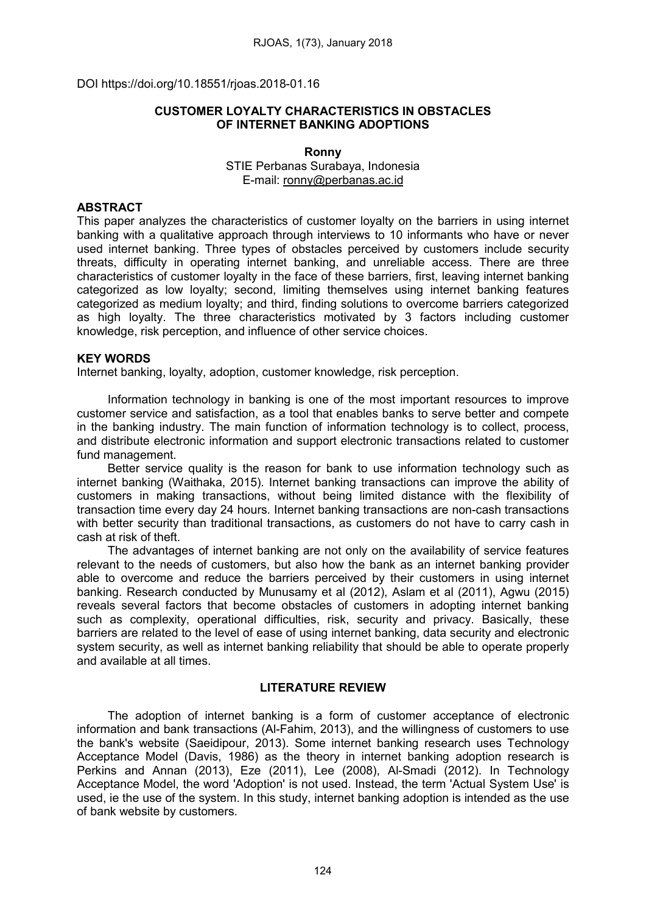DOI https://doi.org/10.18551/rjoas.2018-01.16

# CUSTOMER LOYALTY CHARACTERISTICS IN OBSTACLES OF INTERNET BANKING ADOPTIONS

**Ronny**

STIE Perbanas Surabaya, Indonesia

E-mail: ronny@perbanas.ac.id

## ABSTRACT

This paper analyzes the characteristics of customer loyalty on the barriers in using internet banking with a qualitative approach through interviews to 10 informants who have or never used internet banking. Three types of obstacles perceived by customers include security threats, difficulty in operating internet banking, and unreliable access. There are three characteristics of customer loyalty in the face of these barriers, first, leaving internet banking categorized as low loyalty; second, limiting themselves using internet banking features categorized as medium loyalty; and third, finding solutions to overcome barriers categorized as high loyalty. The three characteristics motivated by 3 factors including customer knowledge, risk perception, and influence of other service choices.

## KEY WORDS

Internet banking, loyalty, adoption, customer knowledge, risk perception.

Information technology in banking is one of the most important resources to improve customer service and satisfaction, as a tool that enables banks to serve better and compete in the banking industry. The main function of information technology is to collect, process, and distribute electronic information and support electronic transactions related to customer fund management.

Better service quality is the reason for bank to use information technology such as internet banking (Waithaka, 2015). Internet banking transactions can improve the ability of customers in making transactions, without being limited distance with the flexibility of transaction time every day 24 hours. Internet banking transactions are non-cash transactions with better security than traditional transactions, as customers do not have to carry cash in cash at risk of theft.

The advantages of internet banking are not only on the availability of service features relevant to the needs of customers, but also how the bank as an internet banking provider able to overcome and reduce the barriers perceived by their customers in using internet banking. Research conducted by Munusamy et al (2012), Aslam et al (2011), Agwu (2015) reveals several factors that become obstacles of customers in adopting internet banking such as complexity, operational difficulties, risk, security and privacy. Basically, these barriers are related to the level of ease of using internet banking, data security and electronic system security, as well as internet banking reliability that should be able to operate properly and available at all times.

## LITERATURE REVIEW

The adoption of internet banking is a form of customer acceptance of electronic information and bank transactions (Al-Fahim, 2013), and the willingness of customers to use the bank's website (Saeidipour, 2013). Some internet banking research uses Technology Acceptance Model (Davis, 1986) as the theory in internet banking adoption research is Perkins and Annan (2013), Eze (2011), Lee (2008), Al-Smadi (2012). In Technology Acceptance Model, the word 'Adoption' is not used. Instead, the term 'Actual System Use' is used, ie the use of the system. In this study, internet banking adoption is intended as the use of bank website by customers.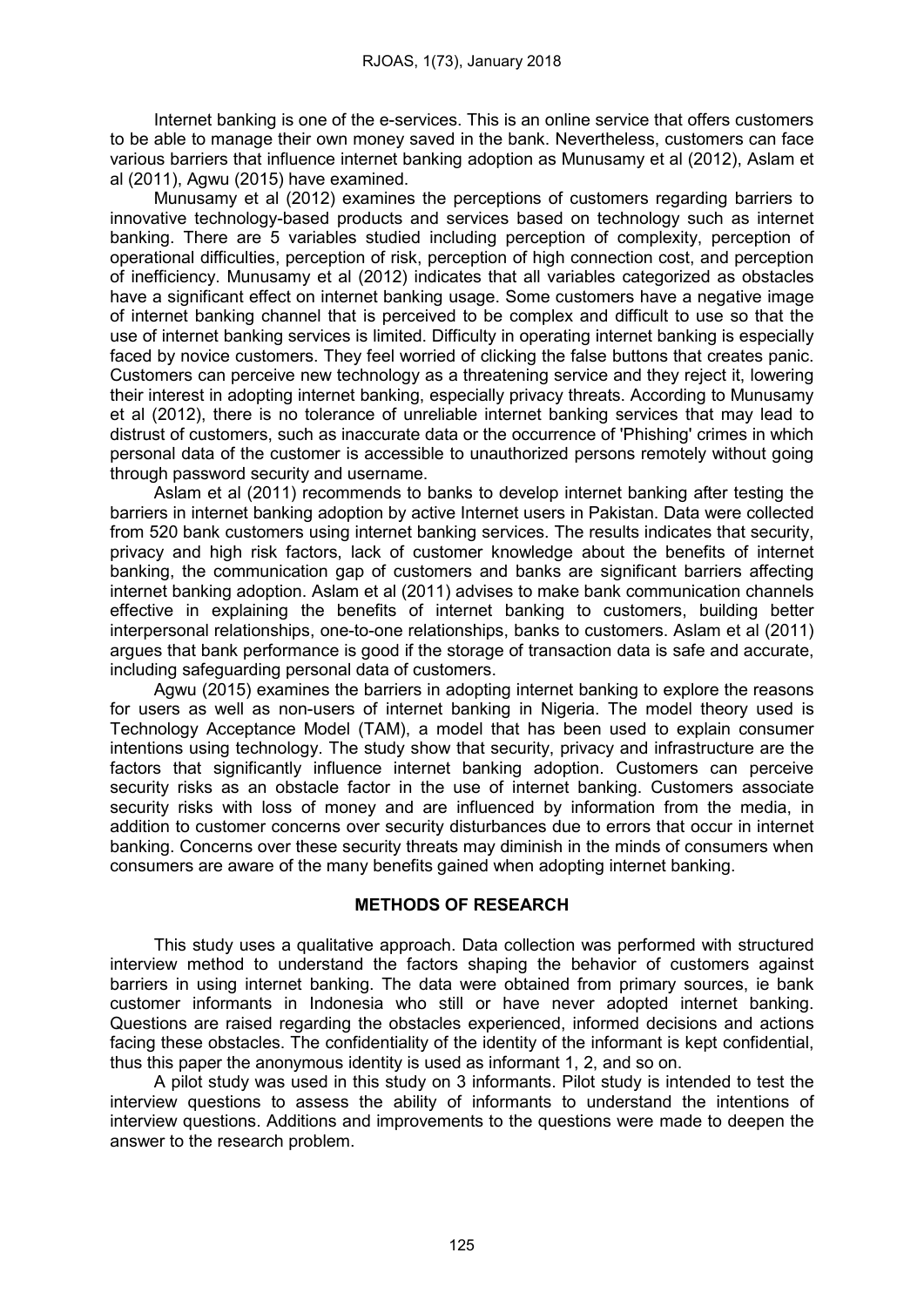Internet banking is one of the e-services. This is an online service that offers customers to be able to manage their own money saved in the bank. Nevertheless, customers can face various barriers that influence internet banking adoption as Munusamy et al (2012), Aslam et al (2011), Agwu (2015) have examined.

Munusamy et al (2012) examines the perceptions of customers regarding barriers to innovative technology-based products and services based on technology such as internet banking. There are 5 variables studied including perception of complexity, perception of operational difficulties, perception of risk, perception of high connection cost, and perception of inefficiency. Munusamy et al (2012) indicates that all variables categorized as obstacles have a significant effect on internet banking usage. Some customers have a negative image of internet banking channel that is perceived to be complex and difficult to use so that the use of internet banking services is limited. Difficulty in operating internet banking is especially faced by novice customers. They feel worried of clicking the false buttons that creates panic. Customers can perceive new technology as a threatening service and they reject it, lowering their interest in adopting internet banking, especially privacy threats. According to Munusamy et al (2012), there is no tolerance of unreliable internet banking services that may lead to distrust of customers, such as inaccurate data or the occurrence of 'Phishing' crimes in which personal data of the customer is accessible to unauthorized persons remotely without going through password security and username.

Aslam et al (2011) recommends to banks to develop internet banking after testing the barriers in internet banking adoption by active Internet users in Pakistan. Data were collected from 520 bank customers using internet banking services. The results indicates that security, privacy and high risk factors, lack of customer knowledge about the benefits of internet banking, the communication gap of customers and banks are significant barriers affecting internet banking adoption. Aslam et al (2011) advises to make bank communication channels effective in explaining the benefits of internet banking to customers, building better interpersonal relationships, one-to-one relationships, banks to customers. Aslam et al (2011) argues that bank performance is good if the storage of transaction data is safe and accurate, including safeguarding personal data of customers.

Agwu (2015) examines the barriers in adopting internet banking to explore the reasons for users as well as non-users of internet banking in Nigeria. The model theory used is Technology Acceptance Model (TAM), a model that has been used to explain consumer intentions using technology. The study show that security, privacy and infrastructure are the factors that significantly influence internet banking adoption. Customers can perceive security risks as an obstacle factor in the use of internet banking. Customers associate security risks with loss of money and are influenced by information from the media, in addition to customer concerns over security disturbances due to errors that occur in internet banking. Concerns over these security threats may diminish in the minds of consumers when consumers are aware of the many benefits gained when adopting internet banking.

## METHODS OF RESEARCH

This study uses a qualitative approach. Data collection was performed with structured interview method to understand the factors shaping the behavior of customers against barriers in using internet banking. The data were obtained from primary sources, ie bank customer informants in Indonesia who still or have never adopted internet banking. Questions are raised regarding the obstacles experienced, informed decisions and actions facing these obstacles. The confidentiality of the identity of the informant is kept confidential, thus this paper the anonymous identity is used as informant 1, 2, and so on.

A pilot study was used in this study on 3 informants. Pilot study is intended to test the interview questions to assess the ability of informants to understand the intentions of interview questions. Additions and improvements to the questions were made to deepen the answer to the research problem.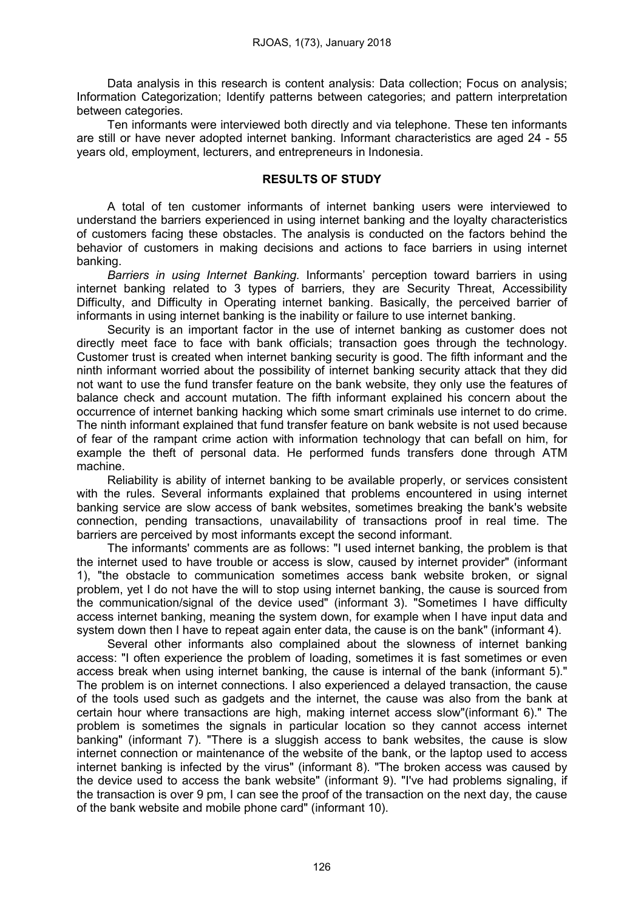Data analysis in this research is content analysis: Data collection; Focus on analysis; Information Categorization; Identify patterns between categories; and pattern interpretation between categories.

Ten informants were interviewed both directly and via telephone. These ten informants are still or have never adopted internet banking. Informant characteristics are aged 24 - 55 years old, employment, lecturers, and entrepreneurs in Indonesia.

## RESULTS OF STUDY

A total of ten customer informants of internet banking users were interviewed to understand the barriers experienced in using internet banking and the loyalty characteristics of customers facing these obstacles. The analysis is conducted on the factors behind the behavior of customers in making decisions and actions to face barriers in using internet banking.

*Barriers in using Internet Banking.* Informants' perception toward barriers in using internet banking related to 3 types of barriers, they are Security Threat, Accessibility Difficulty, and Difficulty in Operating internet banking. Basically, the perceived barrier of informants in using internet banking is the inability or failure to use internet banking.

Security is an important factor in the use of internet banking as customer does not directly meet face to face with bank officials; transaction goes through the technology. Customer trust is created when internet banking security is good. The fifth informant and the ninth informant worried about the possibility of internet banking security attack that they did not want to use the fund transfer feature on the bank website, they only use the features of balance check and account mutation. The fifth informant explained his concern about the occurrence of internet banking hacking which some smart criminals use internet to do crime. The ninth informant explained that fund transfer feature on bank website is not used because of fear of the rampant crime action with information technology that can befall on him, for example the theft of personal data. He performed funds transfers done through ATM machine.

Reliability is ability of internet banking to be available properly, or services consistent with the rules. Several informants explained that problems encountered in using internet banking service are slow access of bank websites, sometimes breaking the bank's website connection, pending transactions, unavailability of transactions proof in real time. The barriers are perceived by most informants except the second informant.

The informants' comments are as follows: "I used internet banking, the problem is that the internet used to have trouble or access is slow, caused by internet provider" (informant 1), "the obstacle to communication sometimes access bank website broken, or signal problem, yet I do not have the will to stop using internet banking, the cause is sourced from the communication/signal of the device used" (informant 3). "Sometimes I have difficulty access internet banking, meaning the system down, for example when I have input data and system down then I have to repeat again enter data, the cause is on the bank" (informant 4).

Several other informants also complained about the slowness of internet banking access: "I often experience the problem of loading, sometimes it is fast sometimes or even access break when using internet banking, the cause is internal of the bank (informant 5)." The problem is on internet connections. I also experienced a delayed transaction, the cause of the tools used such as gadgets and the internet, the cause was also from the bank at certain hour where transactions are high, making internet access slow"(informant 6)." The problem is sometimes the signals in particular location so they cannot access internet banking" (informant 7). "There is a sluggish access to bank websites, the cause is slow internet connection or maintenance of the website of the bank, or the laptop used to access internet banking is infected by the virus" (informant 8). "The broken access was caused by the device used to access the bank website" (informant 9). "I've had problems signaling, if the transaction is over 9 pm, I can see the proof of the transaction on the next day, the cause of the bank website and mobile phone card" (informant 10).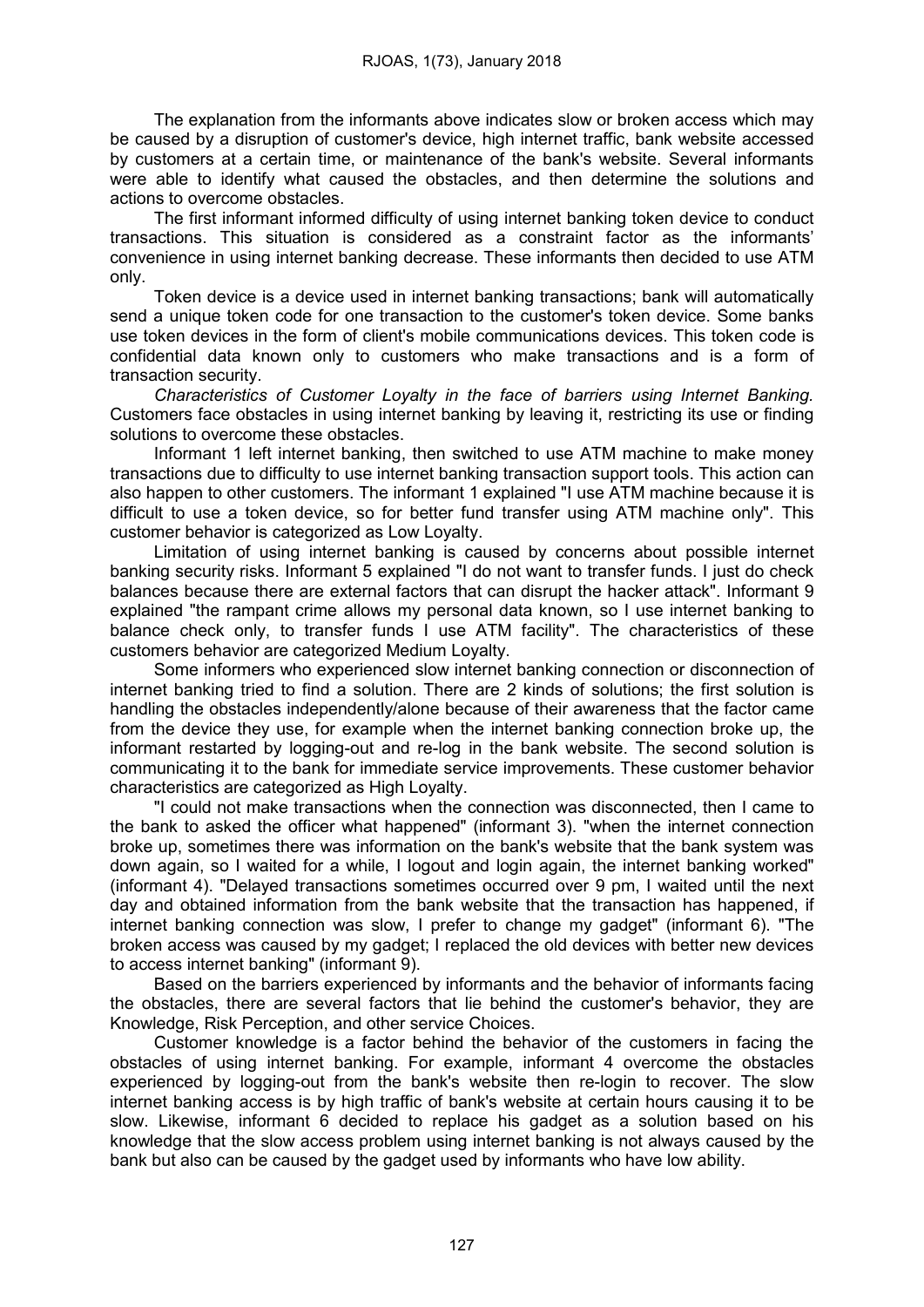The explanation from the informants above indicates slow or broken access which may be caused by a disruption of customer's device, high internet traffic, bank website accessed by customers at a certain time, or maintenance of the bank's website. Several informants were able to identify what caused the obstacles, and then determine the solutions and actions to overcome obstacles.

The first informant informed difficulty of using internet banking token device to conduct transactions. This situation is considered as a constraint factor as the informants' convenience in using internet banking decrease. These informants then decided to use ATM only.

Token device is a device used in internet banking transactions; bank will automatically send a unique token code for one transaction to the customer's token device. Some banks use token devices in the form of client's mobile communications devices. This token code is confidential data known only to customers who make transactions and is a form of transaction security.

*Characteristics of Customer Loyalty in the face of barriers using Internet Banking.* Customers face obstacles in using internet banking by leaving it, restricting its use or finding solutions to overcome these obstacles.

Informant 1 left internet banking, then switched to use ATM machine to make money transactions due to difficulty to use internet banking transaction support tools. This action can also happen to other customers. The informant 1 explained "I use ATM machine because it is difficult to use a token device, so for better fund transfer using ATM machine only". This customer behavior is categorized as Low Loyalty.

Limitation of using internet banking is caused by concerns about possible internet banking security risks. Informant 5 explained "I do not want to transfer funds. I just do check balances because there are external factors that can disrupt the hacker attack". Informant 9 explained "the rampant crime allows my personal data known, so I use internet banking to balance check only, to transfer funds I use ATM facility". The characteristics of these customers behavior are categorized Medium Loyalty.

Some informers who experienced slow internet banking connection or disconnection of internet banking tried to find a solution. There are 2 kinds of solutions; the first solution is handling the obstacles independently/alone because of their awareness that the factor came from the device they use, for example when the internet banking connection broke up, the informant restarted by logging-out and re-log in the bank website. The second solution is communicating it to the bank for immediate service improvements. These customer behavior characteristics are categorized as High Loyalty.

"I could not make transactions when the connection was disconnected, then I came to the bank to asked the officer what happened" (informant 3). "when the internet connection broke up, sometimes there was information on the bank's website that the bank system was down again, so I waited for a while, I logout and login again, the internet banking worked" (informant 4). "Delayed transactions sometimes occurred over 9 pm, I waited until the next day and obtained information from the bank website that the transaction has happened, if internet banking connection was slow, I prefer to change my gadget" (informant 6). "The broken access was caused by my gadget; I replaced the old devices with better new devices to access internet banking" (informant 9).

Based on the barriers experienced by informants and the behavior of informants facing the obstacles, there are several factors that lie behind the customer's behavior, they are Knowledge, Risk Perception, and other service Choices.

Customer knowledge is a factor behind the behavior of the customers in facing the obstacles of using internet banking. For example, informant 4 overcome the obstacles experienced by logging-out from the bank's website then re-login to recover. The slow internet banking access is by high traffic of bank's website at certain hours causing it to be slow. Likewise, informant 6 decided to replace his gadget as a solution based on his knowledge that the slow access problem using internet banking is not always caused by the bank but also can be caused by the gadget used by informants who have low ability.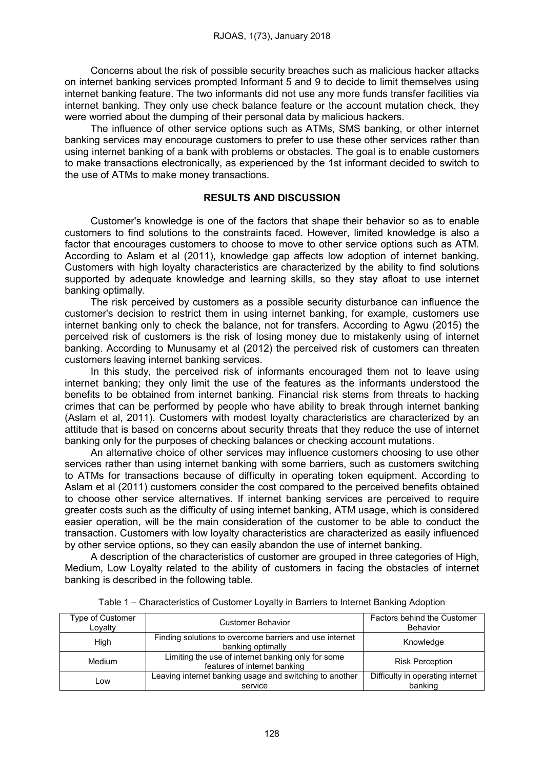Concerns about the risk of possible security breaches such as malicious hacker attacks on internet banking services prompted Informant 5 and 9 to decide to limit themselves using internet banking feature. The two informants did not use any more funds transfer facilities via internet banking. They only use check balance feature or the account mutation check, they were worried about the dumping of their personal data by malicious hackers.

The influence of other service options such as ATMs, SMS banking, or other internet banking services may encourage customers to prefer to use these other services rather than using internet banking of a bank with problems or obstacles. The goal is to enable customers to make transactions electronically, as experienced by the 1st informant decided to switch to the use of ATMs to make money transactions.

## RESULTS AND DISCUSSION

Customer's knowledge is one of the factors that shape their behavior so as to enable customers to find solutions to the constraints faced. However, limited knowledge is also a factor that encourages customers to choose to move to other service options such as ATM. According to Aslam et al (2011), knowledge gap affects low adoption of internet banking. Customers with high loyalty characteristics are characterized by the ability to find solutions supported by adequate knowledge and learning skills, so they stay afloat to use internet banking optimally.

The risk perceived by customers as a possible security disturbance can influence the customer's decision to restrict them in using internet banking, for example, customers use internet banking only to check the balance, not for transfers. According to Agwu (2015) the perceived risk of customers is the risk of losing money due to mistakenly using of internet banking. According to Munusamy et al (2012) the perceived risk of customers can threaten customers leaving internet banking services.

In this study, the perceived risk of informants encouraged them not to leave using internet banking; they only limit the use of the features as the informants understood the benefits to be obtained from internet banking. Financial risk stems from threats to hacking crimes that can be performed by people who have ability to break through internet banking (Aslam et al, 2011). Customers with modest loyalty characteristics are characterized by an attitude that is based on concerns about security threats that they reduce the use of internet banking only for the purposes of checking balances or checking account mutations.

An alternative choice of other services may influence customers choosing to use other services rather than using internet banking with some barriers, such as customers switching to ATMs for transactions because of difficulty in operating token equipment. According to Aslam et al (2011) customers consider the cost compared to the perceived benefits obtained to choose other service alternatives. If internet banking services are perceived to require greater costs such as the difficulty of using internet banking, ATM usage, which is considered easier operation, will be the main consideration of the customer to be able to conduct the transaction. Customers with low loyalty characteristics are characterized as easily influenced by other service options, so they can easily abandon the use of internet banking.

A description of the characteristics of customer are grouped in three categories of High, Medium, Low Loyalty related to the ability of customers in facing the obstacles of internet banking is described in the following table.

Table 1 – Characteristics of Customer Loyalty in Barriers to Internet Banking Adoption

| Type of Customer Loyalty | Customer Behavior | Factors behind the Customer Behavior |
|---|---|---|
| High | Finding solutions to overcome barriers and use internet banking optimally | Knowledge |
| Medium | Limiting the use of internet banking only for some features of internet banking | Risk Perception |
| Low | Leaving internet banking usage and switching to another service | Difficulty in operating internet banking |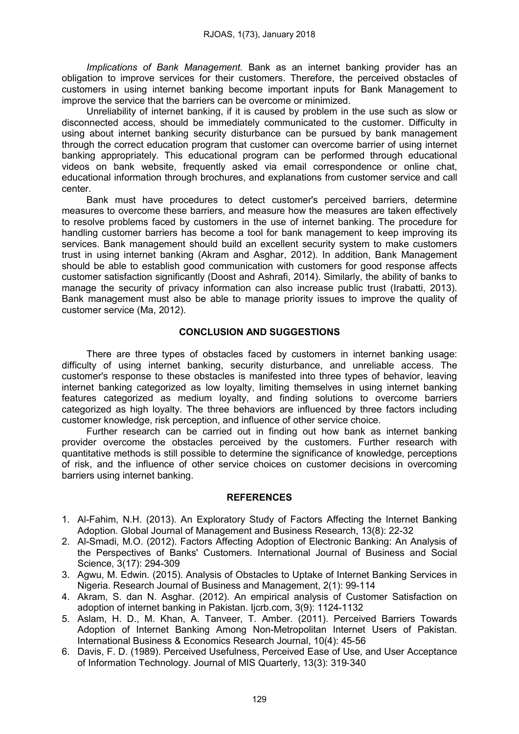*Implications of Bank Management.* Bank as an internet banking provider has an obligation to improve services for their customers. Therefore, the perceived obstacles of customers in using internet banking become important inputs for Bank Management to improve the service that the barriers can be overcome or minimized.

Unreliability of internet banking, if it is caused by problem in the use such as slow or disconnected access, should be immediately communicated to the customer. Difficulty in using about internet banking security disturbance can be pursued by bank management through the correct education program that customer can overcome barrier of using internet banking appropriately. This educational program can be performed through educational videos on bank website, frequently asked via email correspondence or online chat, educational information through brochures, and explanations from customer service and call center.

Bank must have procedures to detect customer's perceived barriers, determine measures to overcome these barriers, and measure how the measures are taken effectively to resolve problems faced by customers in the use of internet banking. The procedure for handling customer barriers has become a tool for bank management to keep improving its services. Bank management should build an excellent security system to make customers trust in using internet banking (Akram and Asghar, 2012). In addition, Bank Management should be able to establish good communication with customers for good response affects customer satisfaction significantly (Doost and Ashrafi, 2014). Similarly, the ability of banks to manage the security of privacy information can also increase public trust (Irabatti, 2013). Bank management must also be able to manage priority issues to improve the quality of customer service (Ma, 2012).

## CONCLUSION AND SUGGESTIONS

There are three types of obstacles faced by customers in internet banking usage: difficulty of using internet banking, security disturbance, and unreliable access. The customer's response to these obstacles is manifested into three types of behavior, leaving internet banking categorized as low loyalty, limiting themselves in using internet banking features categorized as medium loyalty, and finding solutions to overcome barriers categorized as high loyalty. The three behaviors are influenced by three factors including customer knowledge, risk perception, and influence of other service choice.

Further research can be carried out in finding out how bank as internet banking provider overcome the obstacles perceived by the customers. Further research with quantitative methods is still possible to determine the significance of knowledge, perceptions of risk, and the influence of other service choices on customer decisions in overcoming barriers using internet banking.

## REFERENCES

1. Al-Fahim, N.H. (2013). An Exploratory Study of Factors Affecting the Internet Banking Adoption. Global Journal of Management and Business Research, 13(8): 22-32
2. Al-Smadi, M.O. (2012). Factors Affecting Adoption of Electronic Banking: An Analysis of the Perspectives of Banks' Customers. International Journal of Business and Social Science, 3(17): 294-309
3. Agwu, M. Edwin. (2015). Analysis of Obstacles to Uptake of Internet Banking Services in Nigeria. Research Journal of Business and Management, 2(1): 99-114
4. Akram, S. dan N. Asghar. (2012). An empirical analysis of Customer Satisfaction on adoption of internet banking in Pakistan. Ijcrb.com, 3(9): 1124-1132
5. Aslam, H. D., M. Khan, A. Tanveer, T. Amber. (2011). Perceived Barriers Towards Adoption of Internet Banking Among Non-Metropolitan Internet Users of Pakistan. International Business & Economics Research Journal, 10(4): 45-56
6. Davis, F. D. (1989). Perceived Usefulness, Perceived Ease of Use, and User Acceptance of Information Technology. Journal of MIS Quarterly, 13(3): 319-340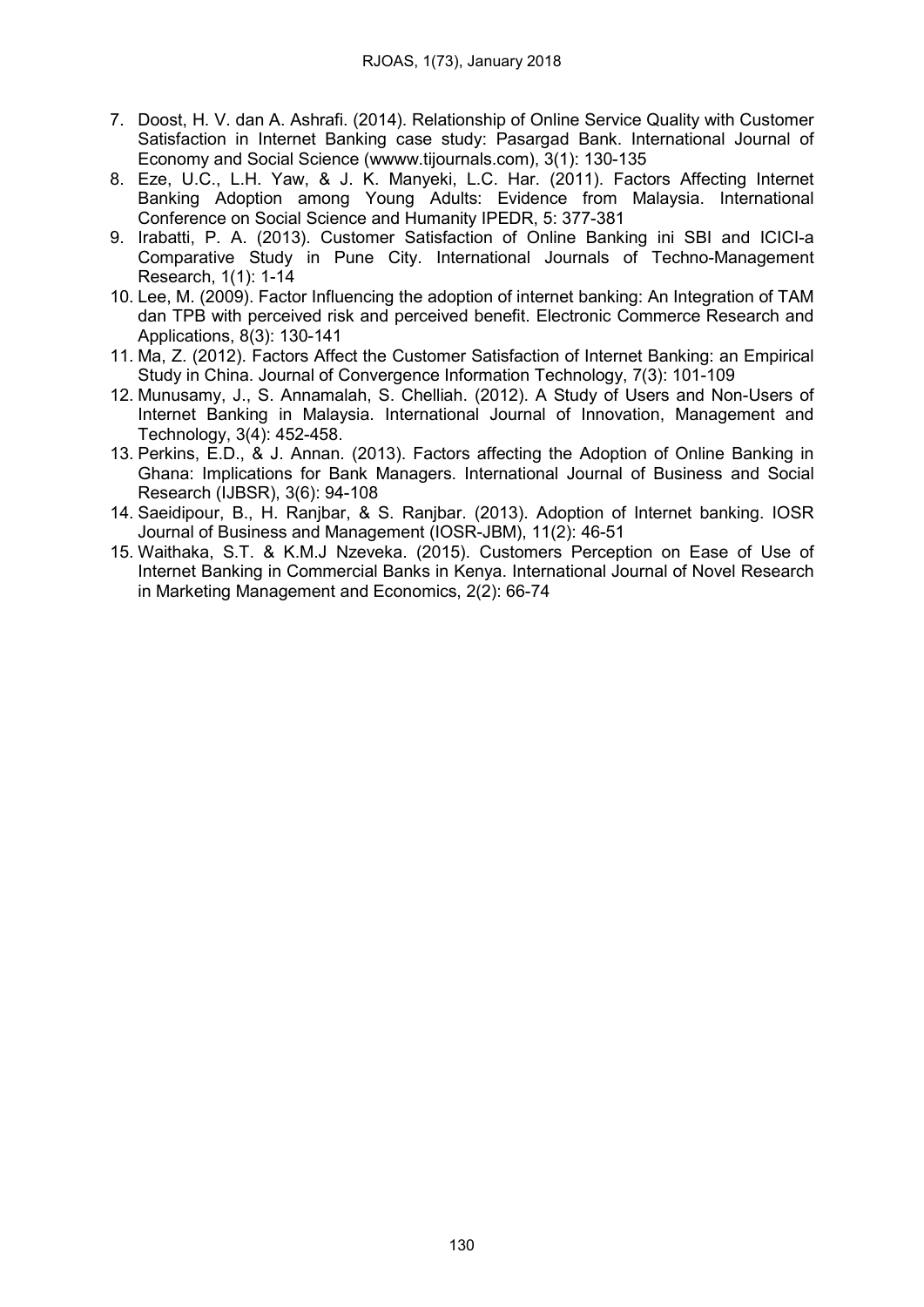7. Doost, H. V. dan A. Ashrafi. (2014). Relationship of Online Service Quality with Customer Satisfaction in Internet Banking case study: Pasargad Bank. International Journal of Economy and Social Science (wwww.tijournals.com), 3(1): 130-135
8. Eze, U.C., L.H. Yaw, & J. K. Manyeki, L.C. Har. (2011). Factors Affecting Internet Banking Adoption among Young Adults: Evidence from Malaysia. International Conference on Social Science and Humanity IPEDR, 5: 377-381
9. Irabatti, P. A. (2013). Customer Satisfaction of Online Banking ini SBI and ICICI-a Comparative Study in Pune City. International Journals of Techno-Management Research, 1(1): 1-14
10. Lee, M. (2009). Factor Influencing the adoption of internet banking: An Integration of TAM dan TPB with perceived risk and perceived benefit. Electronic Commerce Research and Applications, 8(3): 130-141
11. Ma, Z. (2012). Factors Affect the Customer Satisfaction of Internet Banking: an Empirical Study in China. Journal of Convergence Information Technology, 7(3): 101-109
12. Munusamy, J., S. Annamalah, S. Chelliah. (2012). A Study of Users and Non-Users of Internet Banking in Malaysia. International Journal of Innovation, Management and Technology, 3(4): 452-458.
13. Perkins, E.D., & J. Annan. (2013). Factors affecting the Adoption of Online Banking in Ghana: Implications for Bank Managers. International Journal of Business and Social Research (IJBSR), 3(6): 94-108
14. Saeidipour, B., H. Ranjbar, & S. Ranjbar. (2013). Adoption of Internet banking. IOSR Journal of Business and Management (IOSR-JBM), 11(2): 46-51
15. Waithaka, S.T. & K.M.J Nzeveka. (2015). Customers Perception on Ease of Use of Internet Banking in Commercial Banks in Kenya. International Journal of Novel Research in Marketing Management and Economics, 2(2): 66-74